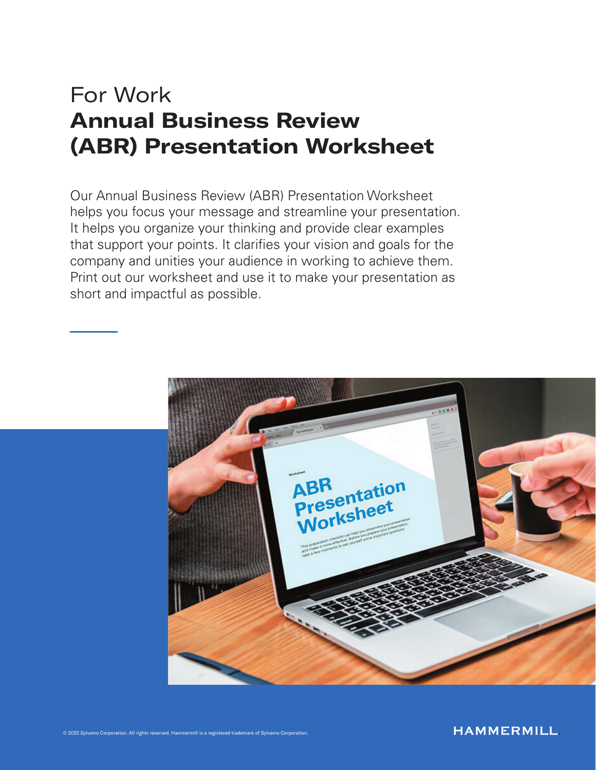For Work

# Annual Business Review (ABR) Presentation Worksheet

Our Annual Business Review (ABR) Presentation Worksheet helps you focus your message and streamline your presentation. It helps you organize your thinking and provide clear examples that support your points. It clarifies your vision and goals for the company and unities your audience in working to achieve them. Print out our worksheet and use it to make your presentation as short and impactful as possible.

© 2022 Sylvamo Corporation. All rights reserved. Hammermill is a registered trademark of Sylvamo Corporation.

HAMMERMILL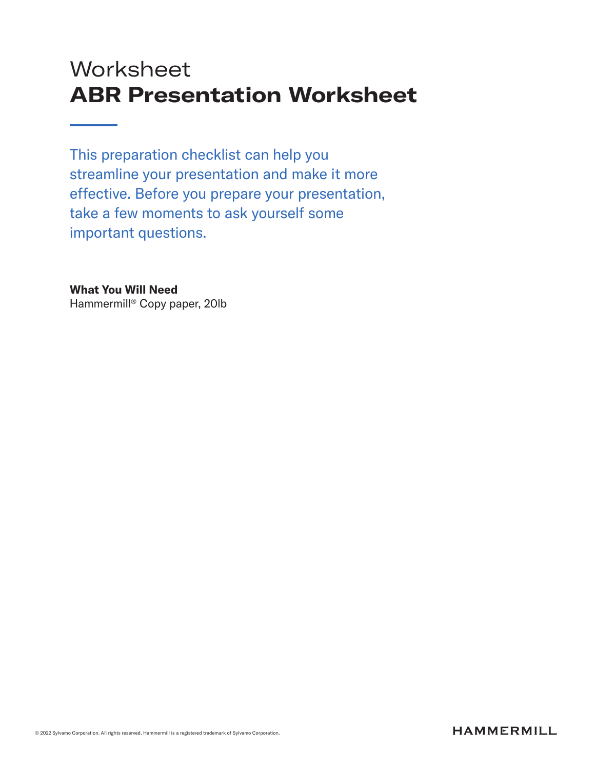Worksheet

# ABR Presentation Worksheet

This preparation checklist can help you streamline your presentation and make it more effective. Before you prepare your presentation, take a few moments to ask yourself some important questions.

**What You Will Need**
Hammermill® Copy paper, 20lb

© 2022 Sylvamo Corporation. All rights reserved. Hammermill is a registered trademark of Sylvamo Corporation.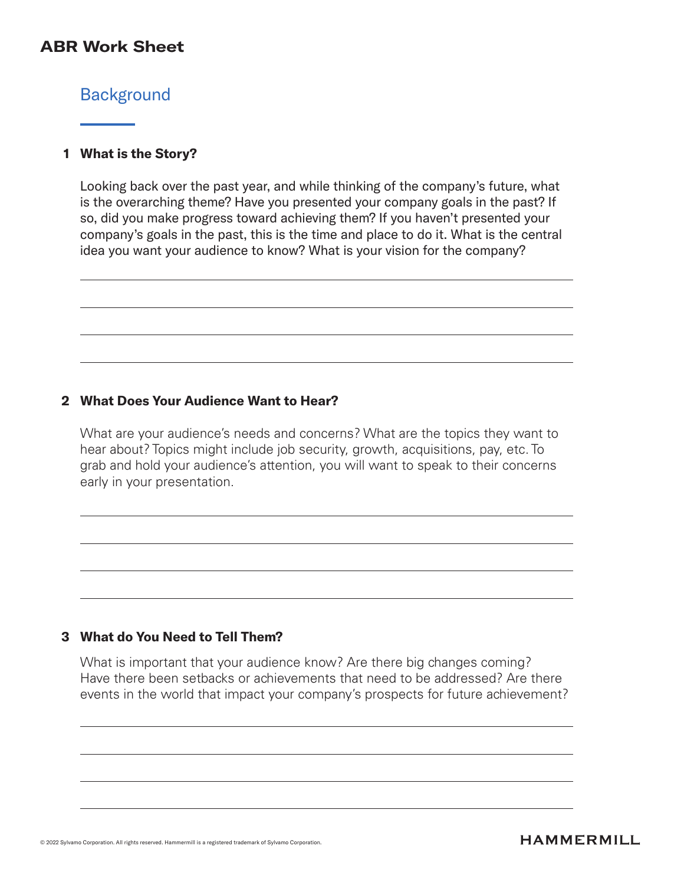# ABR Work Sheet

## Background

### 1 What is the Story?

Looking back over the past year, and while thinking of the company's future, what is the overarching theme? Have you presented your company goals in the past? If so, did you make progress toward achieving them? If you haven't presented your company's goals in the past, this is the time and place to do it. What is the central idea you want your audience to know? What is your vision for the company?

### 2 What Does Your Audience Want to Hear?

What are your audience's needs and concerns? What are the topics they want to hear about? Topics might include job security, growth, acquisitions, pay, etc. To grab and hold your audience's attention, you will want to speak to their concerns early in your presentation.

### 3 What do You Need to Tell Them?

What is important that your audience know? Are there big changes coming? Have there been setbacks or achievements that need to be addressed? Are there events in the world that impact your company's prospects for future achievement?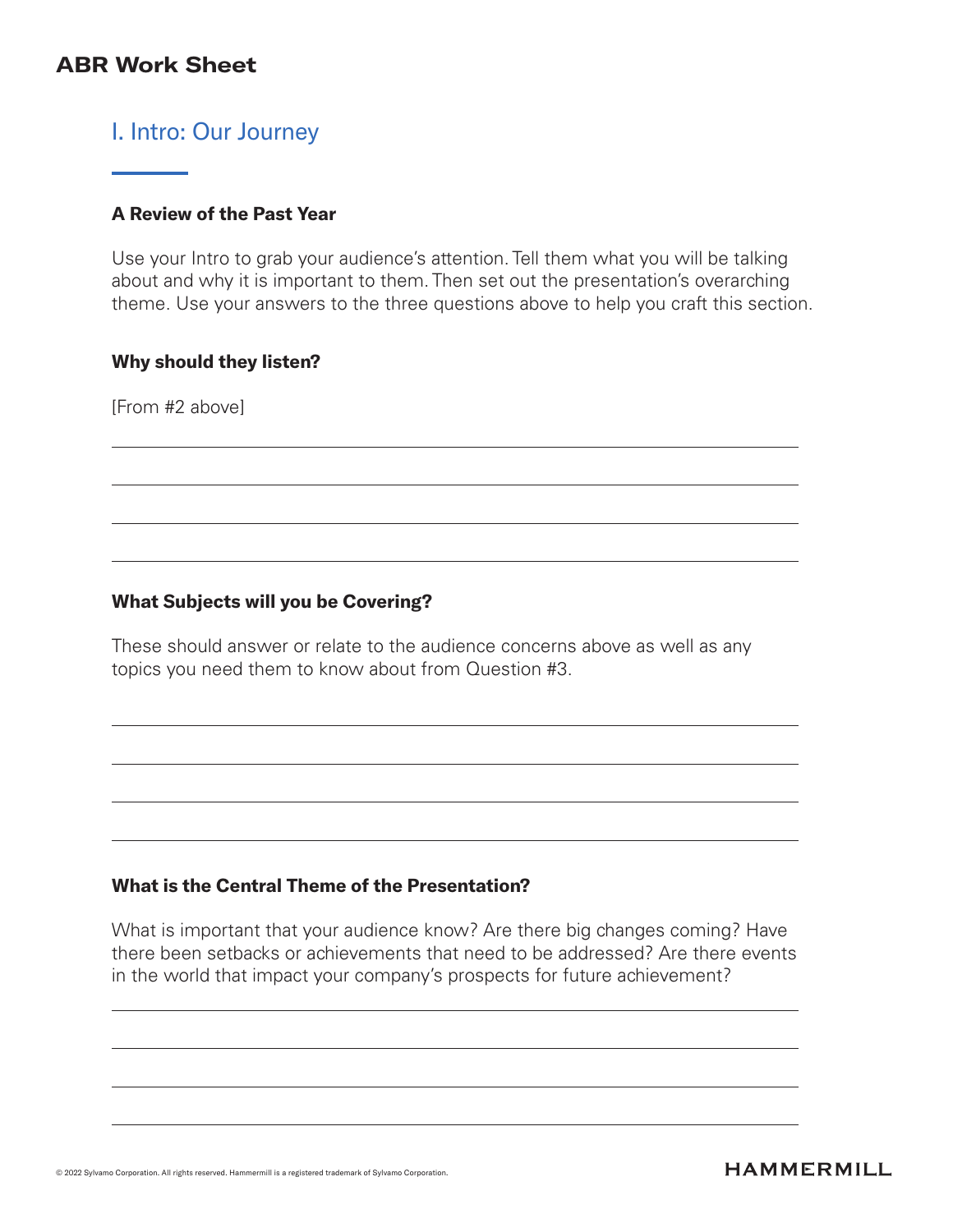## ABR Work Sheet

### I. Intro: Our Journey

**A Review of the Past Year**

Use your Intro to grab your audience's attention. Tell them what you will be talking about and why it is important to them. Then set out the presentation's overarching theme. Use your answers to the three questions above to help you craft this section.

**Why should they listen?**

[From #2 above]

**What Subjects will you be Covering?**

These should answer or relate to the audience concerns above as well as any topics you need them to know about from Question #3.

**What is the Central Theme of the Presentation?**

What is important that your audience know? Are there big changes coming? Have there been setbacks or achievements that need to be addressed? Are there events in the world that impact your company's prospects for future achievement?

© 2022 Sylvamo Corporation. All rights reserved. Hammermill is a registered trademark of Sylvamo Corporation.

HAMMERMILL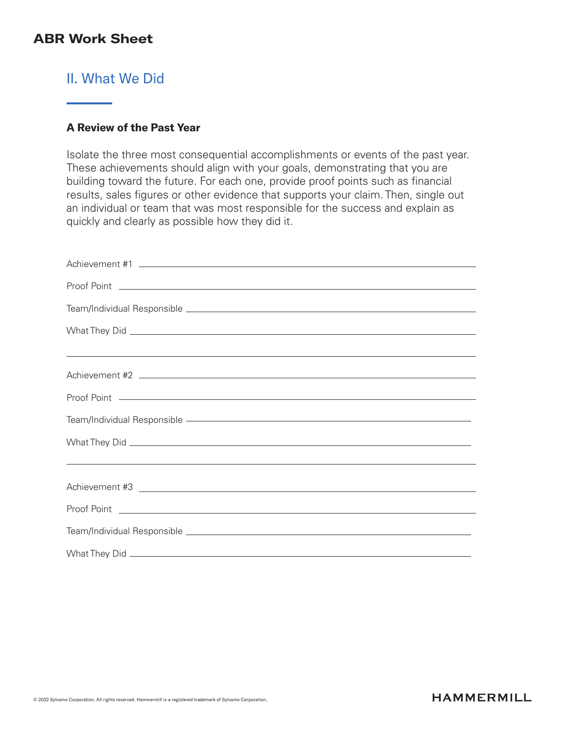# ABR Work Sheet

## II. What We Did

### A Review of the Past Year

Isolate the three most consequential accomplishments or events of the past year. These achievements should align with your goals, demonstrating that you are building toward the future. For each one, provide proof points such as financial results, sales figures or other evidence that supports your claim. Then, single out an individual or team that was most responsible for the success and explain as quickly and clearly as possible how they did it.

Achievement #1 ______________________________

Proof Point ______________________________

Team/Individual Responsible ______________________________

What They Did ______________________________

______________________________

Achievement #2 ______________________________

Proof Point ______________________________

Team/Individual Responsible ______________________________

What They Did ______________________________

______________________________

Achievement #3 ______________________________

Proof Point ______________________________

Team/Individual Responsible ______________________________

What They Did ______________________________

© 2022 Sylvamo Corporation. All rights reserved. Hammermill is a registered trademark of Sylvamo Corporation.

HAMMERMILL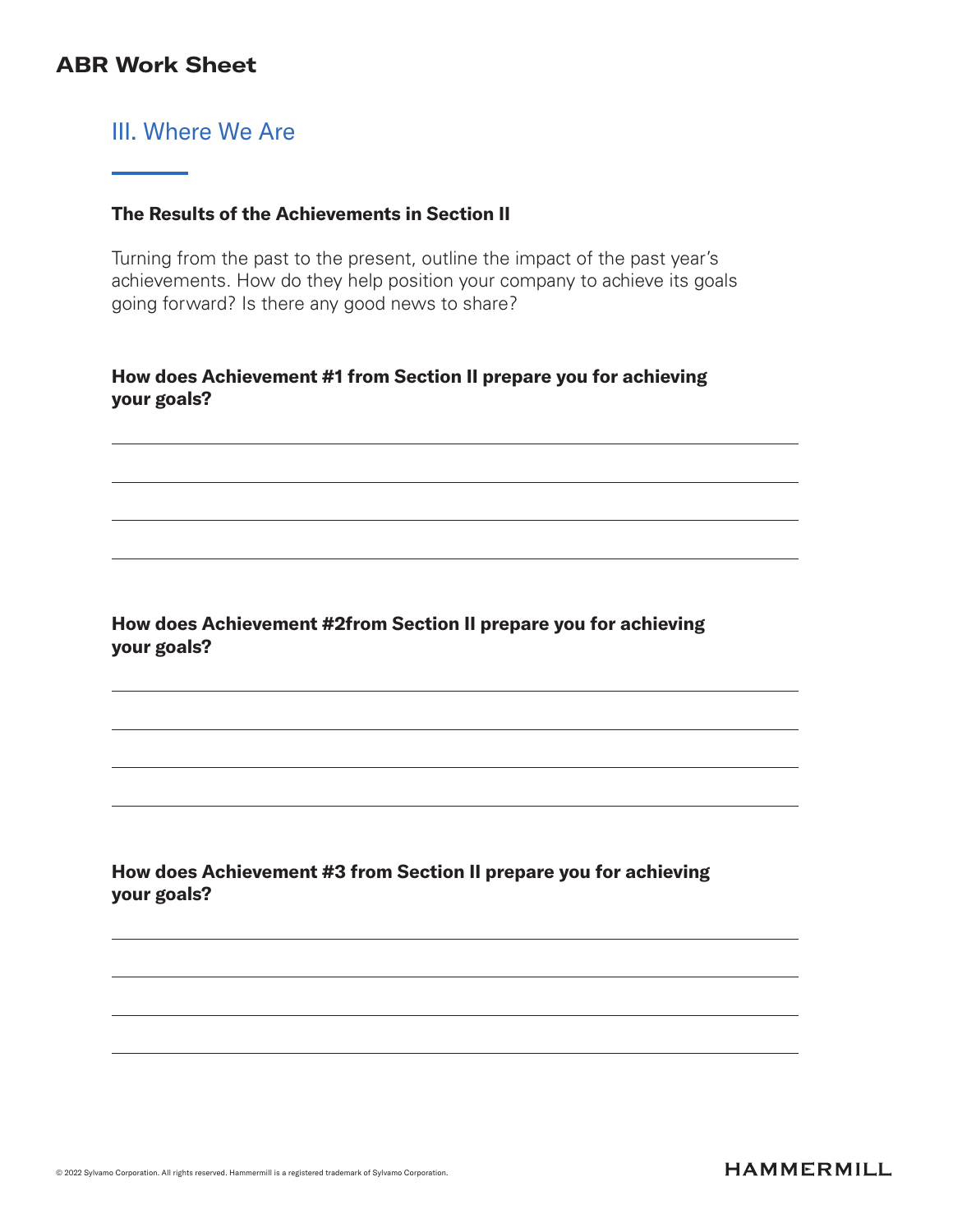# ABR Work Sheet

## III. Where We Are

**The Results of the Achievements in Section II**

Turning from the past to the present, outline the impact of the past year's achievements. How do they help position your company to achieve its goals going forward? Is there any good news to share?

**How does Achievement #1 from Section II prepare you for achieving your goals?**

**How does Achievement #2from Section II prepare you for achieving your goals?**

**How does Achievement #3 from Section II prepare you for achieving your goals?**

© 2022 Sylvamo Corporation. All rights reserved. Hammermill is a registered trademark of Sylvamo Corporation.

HAMMERMILL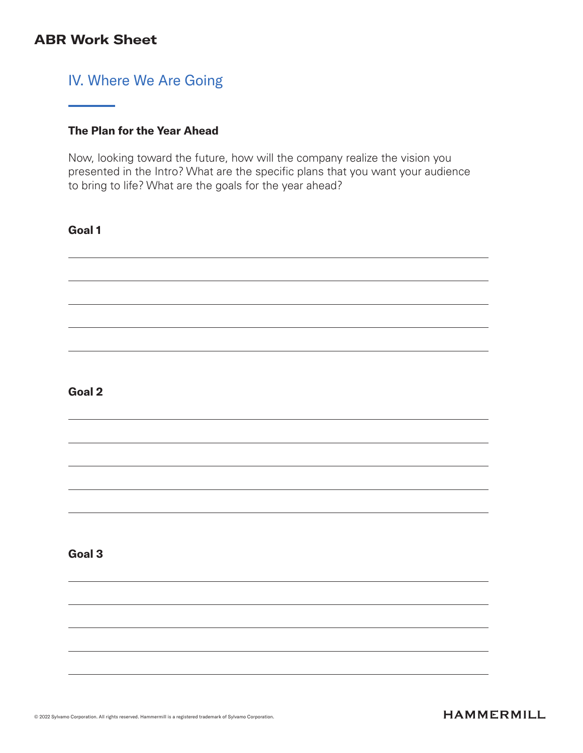# ABR Work Sheet

## IV. Where We Are Going

**The Plan for the Year Ahead**

Now, looking toward the future, how will the company realize the vision you presented in the Intro? What are the specific plans that you want your audience to bring to life? What are the goals for the year ahead?

**Goal 1**

**Goal 2**

**Goal 3**

© 2022 Sylvamo Corporation. All rights reserved. Hammermill is a registered trademark of Sylvamo Corporation.

HAMMERMILL